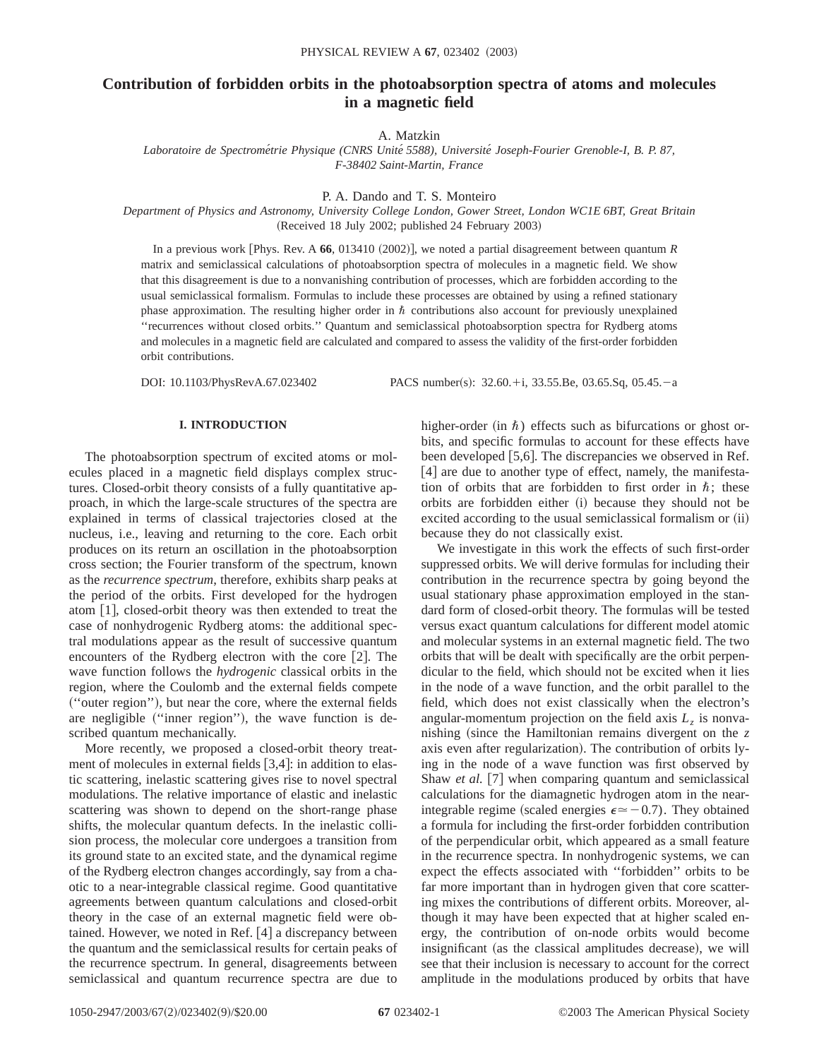# Contribution of forbidden orbits in the photoabsorption spectra of atoms and molecules in a magnetic field

A. Matzkin

*Laboratoire de Spectrométrie Physique (CNRS Unité 5588), Université Joseph-Fourier Grenoble-I, B. P. 87, F-38402 Saint-Martin, France*

P. A. Dando and T. S. Monteiro

*Department of Physics and Astronomy, University College London, Gower Street, London WC1E 6BT, Great Britain*

(Received 18 July 2002; published 24 February 2003)

In a previous work [Phys. Rev. A **66**, 013410 (2002)], we noted a partial disagreement between quantum $R$ matrix and semiclassical calculations of photoabsorption spectra of molecules in a magnetic field. We show that this disagreement is due to a nonvanishing contribution of processes, which are forbidden according to the usual semiclassical formalism. Formulas to include these processes are obtained by using a refined stationary phase approximation. The resulting higher order in $\hbar$ contributions also account for previously unexplained "recurrences without closed orbits." Quantum and semiclassical photoabsorption spectra for Rydberg atoms and molecules in a magnetic field are calculated and compared to assess the validity of the first-order forbidden orbit contributions.

DOI: 10.1103/PhysRevA.67.023402 PACS number(s): 32.60.+i, 33.55.Be, 03.65.Sq, 05.45.−a

## I. INTRODUCTION

The photoabsorption spectrum of excited atoms or molecules placed in a magnetic field displays complex structures. Closed-orbit theory consists of a fully quantitative approach, in which the large-scale structures of the spectra are explained in terms of classical trajectories closed at the nucleus, i.e., leaving and returning to the core. Each orbit produces on its return an oscillation in the photoabsorption cross section; the Fourier transform of the spectrum, known as the *recurrence spectrum*, therefore, exhibits sharp peaks at the period of the orbits. First developed for the hydrogen atom [1], closed-orbit theory was then extended to treat the case of nonhydrogenic Rydberg atoms: the additional spectral modulations appear as the result of successive quantum encounters of the Rydberg electron with the core [2]. The wave function follows the *hydrogenic* classical orbits in the region, where the Coulomb and the external fields compete ("outer region"), but near the core, where the external fields are negligible ("inner region"), the wave function is described quantum mechanically.

More recently, we proposed a closed-orbit theory treatment of molecules in external fields [3,4]: in addition to elastic scattering, inelastic scattering gives rise to novel spectral modulations. The relative importance of elastic and inelastic scattering was shown to depend on the short-range phase shifts, the molecular quantum defects. In the inelastic collision process, the molecular core undergoes a transition from its ground state to an excited state, and the dynamical regime of the Rydberg electron changes accordingly, say from a chaotic to a near-integrable classical regime. Good quantitative agreements between quantum calculations and closed-orbit theory in the case of an external magnetic field were obtained. However, we noted in Ref. [4] a discrepancy between the quantum and the semiclassical results for certain peaks of the recurrence spectrum. In general, disagreements between semiclassical and quantum recurrence spectra are due to higher-order (in $\hbar$) effects such as bifurcations or ghost orbits, and specific formulas to account for these effects have been developed [5,6]. The discrepancies we observed in Ref. [4] are due to another type of effect, namely, the manifestation of orbits that are forbidden to first order in $\hbar$; these orbits are forbidden either (i) because they should not be excited according to the usual semiclassical formalism or (ii) because they do not classically exist.

We investigate in this work the effects of such first-order suppressed orbits. We will derive formulas for including their contribution in the recurrence spectra by going beyond the usual stationary phase approximation employed in the standard form of closed-orbit theory. The formulas will be tested versus exact quantum calculations for different model atomic and molecular systems in an external magnetic field. The two orbits that will be dealt with specifically are the orbit perpendicular to the field, which should not be excited when it lies in the node of a wave function, and the orbit parallel to the field, which does not exist classically when the electron's angular-momentum projection on the field axis $L_z$ is nonvanishing (since the Hamiltonian remains divergent on the $z$ axis even after regularization). The contribution of orbits lying in the node of a wave function was first observed by Shaw *et al.* [7] when comparing quantum and semiclassical calculations for the diamagnetic hydrogen atom in the near-integrable regime (scaled energies $\epsilon \simeq -0.7$). They obtained a formula for including the first-order forbidden contribution of the perpendicular orbit, which appeared as a small feature in the recurrence spectra. In nonhydrogenic systems, we can expect the effects associated with "forbidden" orbits to be far more important than in hydrogen given that core scattering mixes the contributions of different orbits. Moreover, although it may have been expected that at higher scaled energy, the contribution of on-node orbits would become insignificant (as the classical amplitudes decrease), we will see that their inclusion is necessary to account for the correct amplitude in the modulations produced by orbits that have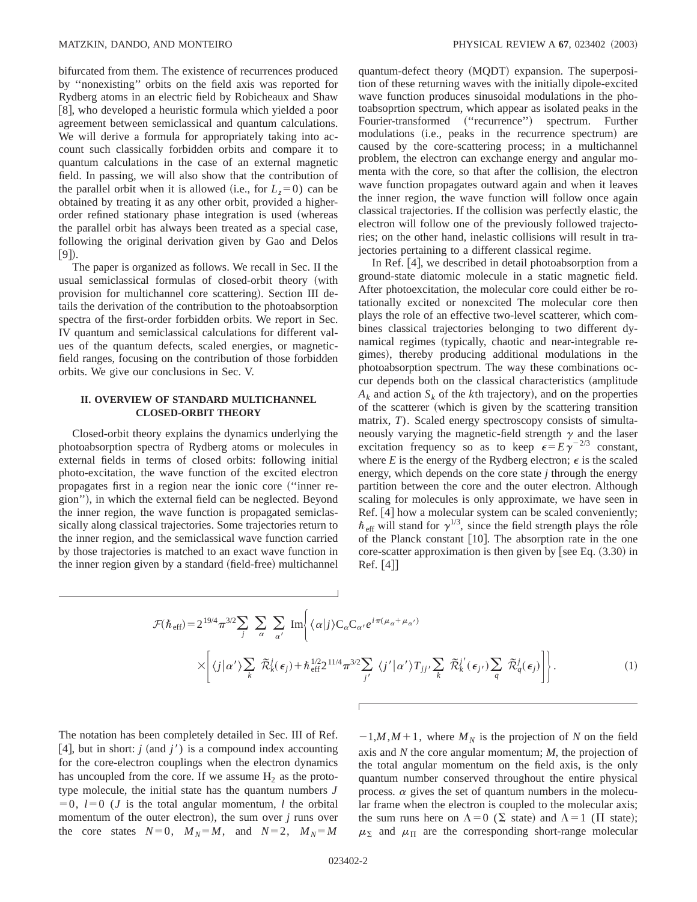bifurcated from them. The existence of recurrences produced by "nonexisting" orbits on the field axis was reported for Rydberg atoms in an electric field by Robicheaux and Shaw [8], who developed a heuristic formula which yielded a poor agreement between semiclassical and quantum calculations. We will derive a formula for appropriately taking into account such classically forbidden orbits and compare it to quantum calculations in the case of an external magnetic field. In passing, we will also show that the contribution of the parallel orbit when it is allowed (i.e., for $L_z=0$) can be obtained by treating it as any other orbit, provided a higher-order refined stationary phase integration is used (whereas the parallel orbit has always been treated as a special case, following the original derivation given by Gao and Delos [9]).

The paper is organized as follows. We recall in Sec. II the usual semiclassical formulas of closed-orbit theory (with provision for multichannel core scattering). Section III details the derivation of the contribution to the photoabsorption spectra of the first-order forbidden orbits. We report in Sec. IV quantum and semiclassical calculations for different values of the quantum defects, scaled energies, or magnetic-field ranges, focusing on the contribution of those forbidden orbits. We give our conclusions in Sec. V.

## II. OVERVIEW OF STANDARD MULTICHANNEL CLOSED-ORBIT THEORY

Closed-orbit theory explains the dynamics underlying the photoabsorption spectra of Rydberg atoms or molecules in external fields in terms of closed orbits: following initial photo-excitation, the wave function of the excited electron propagates first in a region near the ionic core ("inner region"), in which the external field can be neglected. Beyond the inner region, the wave function is propagated semiclassically along classical trajectories. Some trajectories return to the inner region, and the semiclassical wave function carried by those trajectories is matched to an exact wave function in the inner region given by a standard (field-free) multichannel quantum-defect theory (MQDT) expansion. The superposition of these returning waves with the initially dipole-excited wave function produces sinusoidal modulations in the photoabsoprtion spectrum, which appear as isolated peaks in the Fourier-transformed ("recurrence") spectrum. Further modulations (i.e., peaks in the recurrence spectrum) are caused by the core-scattering process; in a multichannel problem, the electron can exchange energy and angular momenta with the core, so that after the collision, the electron wave function propagates outward again and when it leaves the inner region, the wave function will follow once again classical trajectories. If the collision was perfectly elastic, the electron will follow one of the previously followed trajectories; on the other hand, inelastic collisions will result in trajectories pertaining to a different classical regime.

In Ref. [4], we described in detail photoabsorption from a ground-state diatomic molecule in a static magnetic field. After photoexcitation, the molecular core could either be rotationally excited or nonexcited The molecular core then plays the role of an effective two-level scatterer, which combines classical trajectories belonging to two different dynamical regimes (typically, chaotic and near-integrable regimes), thereby producing additional modulations in the photoabsorption spectrum. The way these combinations occur depends both on the classical characteristics (amplitude $A_k$ and action $S_k$ of the $k$th trajectory), and on the properties of the scatterer (which is given by the scattering transition matrix, $T$). Scaled energy spectroscopy consists of simultaneously varying the magnetic-field strength $\gamma$ and the laser excitation frequency so as to keep $\epsilon=E\gamma^{-2/3}$ constant, where $E$ is the energy of the Rydberg electron; $\epsilon$ is the scaled energy, which depends on the core state $j$ through the energy partition between the core and the outer electron. Although scaling for molecules is only approximate, we have seen in Ref. [4] how a molecular system can be scaled conveniently; $\hbar_{\rm eff}$ will stand for $\gamma^{1/3}$, since the field strength plays the rôle of the Planck constant [10]. The absorption rate in the one core-scatter approximation is then given by [see Eq. (3.30) in Ref. [4]]

$$
\mathcal{F}(\hbar_{\rm eff})=2^{19/4}\pi^{3/2}\sum_{j}\sum_{\alpha}\sum_{\alpha'}\operatorname{Im}\Bigg\{\langle\alpha|j\rangle \mathrm{C}_{\alpha}\mathrm{C}_{\alpha'}e^{i\pi(\mu_{\alpha}+\mu_{\alpha'})}\times\Bigg[\langle j|\alpha'\rangle\sum_{k}\tilde{\mathcal{R}}_{k}^{j}(\epsilon_{j})+\hbar_{\rm eff}^{1/2}2^{11/4}\pi^{3/2}\sum_{j'}\langle j'|\alpha'\rangle T_{jj'}\sum_{k}\tilde{\mathcal{R}}_{k}^{j'}(\epsilon_{j'})\sum_{q}\tilde{\mathcal{R}}_{q}^{j}(\epsilon_{j})\Bigg]\Bigg\}. \tag{1}
$$

The notation has been completely detailed in Sec. III of Ref. [4], but in short: $j$ (and $j'$) is a compound index accounting for the core-electron couplings when the electron dynamics has uncoupled from the core. If we assume $H_2$ as the prototype molecule, the initial state has the quantum numbers $J=0$, $l=0$ ($J$ is the total angular momentum, $l$ the orbital momentum of the outer electron), the sum over $j$ runs over the core states $N=0$, $M_N=M$, and $N=2$, $M_N=M-1,M,M+1$, where $M_N$ is the projection of $N$ on the field axis and $N$ the core angular momentum; $M$, the projection of the total angular momentum on the field axis, is the only quantum number conserved throughout the entire physical process. $\alpha$ gives the set of quantum numbers in the molecular frame when the electron is coupled to the molecular axis; the sum runs here on $\Lambda=0$ ($\Sigma$ state) and $\Lambda=1$ ($\Pi$ state); $\mu_{\Sigma}$ and $\mu_{\Pi}$ are the corresponding short-range molecular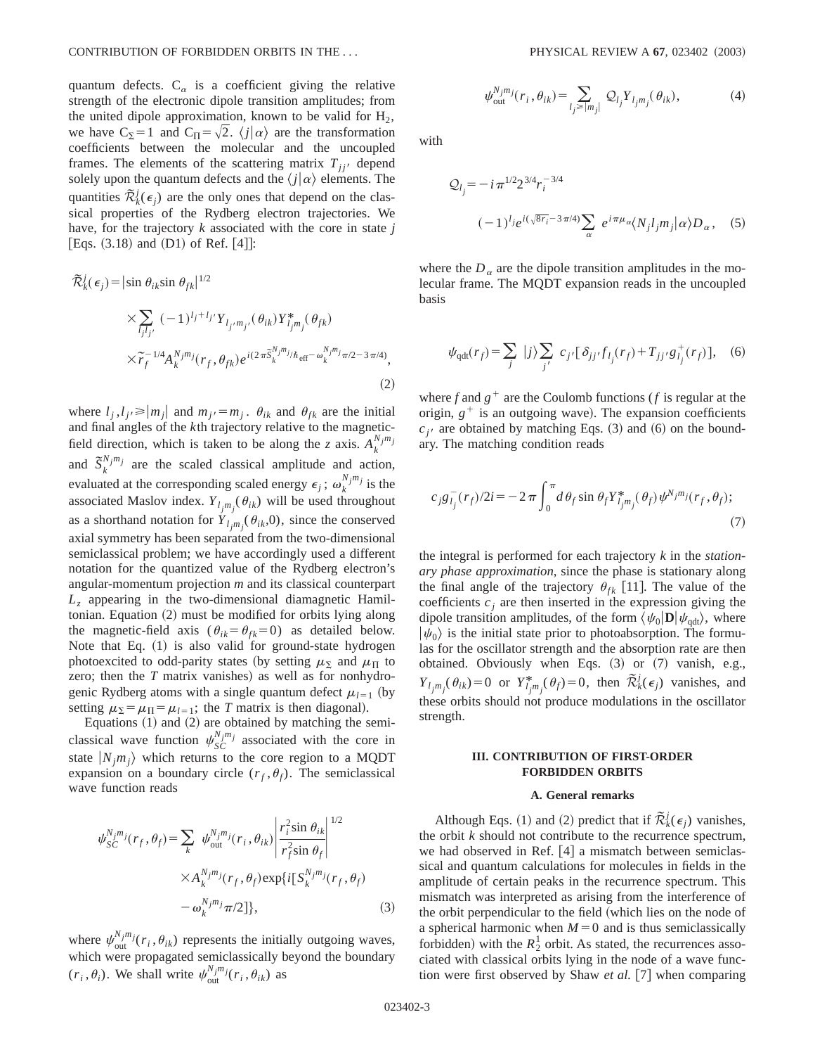quantum defects. $C_\alpha$ is a coefficient giving the relative strength of the electronic dipole transition amplitudes; from the united dipole approximation, known to be valid for $H_2$, we have $C_\Sigma = 1$ and $C_\Pi = \sqrt{2}$. $\langle j|\alpha\rangle$ are the transformation coefficients between the molecular and the uncoupled frames. The elements of the scattering matrix $T_{jj'}$ depend solely upon the quantum defects and the $\langle j|\alpha\rangle$ elements. The quantities $\tilde{\mathcal{R}}_k^j(\epsilon_j)$ are the only ones that depend on the classical properties of the Rydberg electron trajectories. We have, for the trajectory $k$ associated with the core in state $j$ [Eqs. (3.18) and (D1) of Ref. [4]]:

$$
\begin{aligned}
\tilde{\mathcal{R}}_k^j(\epsilon_j) = & |\sin\theta_{ik}\sin\theta_{fk}|^{1/2} \\
& \times \sum_{l_j l_{j'}} (-1)^{l_j + l_{j'}} Y_{l_{j'} m_{j'}}(\theta_{ik}) Y^*_{l_j m_j}(\theta_{fk}) \\
& \times \tilde{r}_f^{-1/4} A_k^{N_j m_j}(r_f, \theta_{fk}) e^{i(2\pi \tilde{S}_k^{N_j m_j}/\hbar_{\text{eff}} - \omega_k^{N_j m_j}\pi/2 - 3\pi/4)},
\end{aligned}
\tag{2}
$$

where $l_j, l_{j'} \geq |m_j|$ and $m_{j'} = m_j$. $\theta_{ik}$ and $\theta_{fk}$ are the initial and final angles of the $k$th trajectory relative to the magnetic-field direction, which is taken to be along the $z$ axis. $A_k^{N_j m_j}$ and $\tilde{S}_k^{N_j m_j}$ are the scaled classical amplitude and action, evaluated at the corresponding scaled energy $\epsilon_j$; $\omega_k^{N_j m_j}$ is the associated Maslov index. $Y_{l_j m_j}(\theta_{ik})$ will be used throughout as a shorthand notation for $Y_{l_j m_j}(\theta_{ik}, 0)$, since the conserved axial symmetry has been separated from the two-dimensional semiclassical problem; we have accordingly used a different notation for the quantized value of the Rydberg electron's angular-momentum projection $m$ and its classical counterpart $L_z$ appearing in the two-dimensional diamagnetic Hamiltonian. Equation (2) must be modified for orbits lying along the magnetic-field axis ($\theta_{ik} = \theta_{fk} = 0$) as detailed below. Note that Eq. (1) is also valid for ground-state hydrogen photoexcited to odd-parity states (by setting $\mu_\Sigma$ and $\mu_\Pi$ to zero; then the $T$ matrix vanishes) as well as for nonhydrogenic Rydberg atoms with a single quantum defect $\mu_{l=1}$ (by setting $\mu_\Sigma = \mu_\Pi = \mu_{l=1}$; the $T$ matrix is then diagonal).

Equations (1) and (2) are obtained by matching the semiclassical wave function $\psi_{SC}^{N_j m_j}$ associated with the core in state $|N_j m_j\rangle$ which returns to the core region to a MQDT expansion on a boundary circle $(r_f, \theta_f)$. The semiclassical wave function reads

$$
\begin{aligned}
\psi_{SC}^{N_j m_j}(r_f, \theta_f) = & \sum_k \psi_{\text{out}}^{N_j m_j}(r_i, \theta_{ik}) \left| \frac{r_i^2 \sin\theta_{ik}}{r_f^2 \sin\theta_f} \right|^{1/2} \\
& \times A_k^{N_j m_j}(r_f, \theta_f) \exp\{i[S_k^{N_j m_j}(r_f, \theta_f) \\
& - \omega_k^{N_j m_j}\pi/2]\},
\end{aligned}
\tag{3}
$$

where $\psi_{\text{out}}^{N_j m_j}(r_i, \theta_{ik})$ represents the initially outgoing waves, which were propagated semiclassically beyond the boundary $(r_i, \theta_i)$. We shall write $\psi_{\text{out}}^{N_j m_j}(r_i, \theta_{ik})$ as

$$
\psi_{\text{out}}^{N_j m_j}(r_i, \theta_{ik}) = \sum_{l_j \geq |m_j|} \mathcal{Q}_{l_j} Y_{l_j m_j}(\theta_{ik}),
\tag{4}
$$

with

$$
\begin{aligned}
\mathcal{Q}_{l_j} = & -i\pi^{1/2} 2^{3/4} r_i^{-3/4} \\
& (-1)^{l_j} e^{i(\sqrt{8 r_i} - 3\pi/4)} \sum_\alpha e^{i\pi\mu_\alpha} \langle N_j l_j m_j | \alpha \rangle D_\alpha,
\end{aligned}
\tag{5}
$$

where the $D_\alpha$ are the dipole transition amplitudes in the molecular frame. The MQDT expansion reads in the uncoupled basis

$$
\psi_{\text{qdt}}(r_f) = \sum_j |j\rangle \sum_{j'} c_{j'} [\delta_{jj'} f_{l_j}(r_f) + T_{jj'} g_{l_j}^+(r_f)],
\tag{6}
$$

where $f$ and $g^+$ are the Coulomb functions ($f$ is regular at the origin, $g^+$ is an outgoing wave). The expansion coefficients $c_{j'}$ are obtained by matching Eqs. (3) and (6) on the boundary. The matching condition reads

$$
c_j g_{l_j}^-(r_f)/2i = -2\pi \int_0^\pi d\theta_f \sin\theta_f Y^*_{l_j m_j}(\theta_f) \psi^{N_j m_j}(r_f, \theta_f);
\tag{7}
$$

the integral is performed for each trajectory $k$ in the *stationary phase approximation*, since the phase is stationary along the final angle of the trajectory $\theta_{fk}$ [11]. The value of the coefficients $c_j$ are then inserted in the expression giving the dipole transition amplitudes, of the form $\langle \psi_0 | \mathbf{D} | \psi_{\text{qdt}} \rangle$, where $|\psi_0\rangle$ is the initial state prior to photoabsorption. The formulas for the oscillator strength and the absorption rate are then obtained. Obviously when Eqs. (3) or (7) vanish, e.g., $Y_{l_j m_j}(\theta_{ik}) = 0$ or $Y^*_{l_j m_j}(\theta_f) = 0$, then $\tilde{\mathcal{R}}_k^j(\epsilon_j)$ vanishes, and these orbits should not produce modulations in the oscillator strength.

## III. CONTRIBUTION OF FIRST-ORDER FORBIDDEN ORBITS

### A. General remarks

Although Eqs. (1) and (2) predict that if $\tilde{\mathcal{R}}_k^j(\epsilon_j)$ vanishes, the orbit $k$ should not contribute to the recurrence spectrum, we had observed in Ref. [4] a mismatch between semiclassical and quantum calculations for molecules in fields in the amplitude of certain peaks in the recurrence spectrum. This mismatch was interpreted as arising from the interference of the orbit perpendicular to the field (which lies on the node of a spherical harmonic when $M=0$ and is thus semiclassically forbidden) with the $R_2^1$ orbit. As stated, the recurrences associated with classical orbits lying in the node of a wave function were first observed by Shaw *et al.* [7] when comparing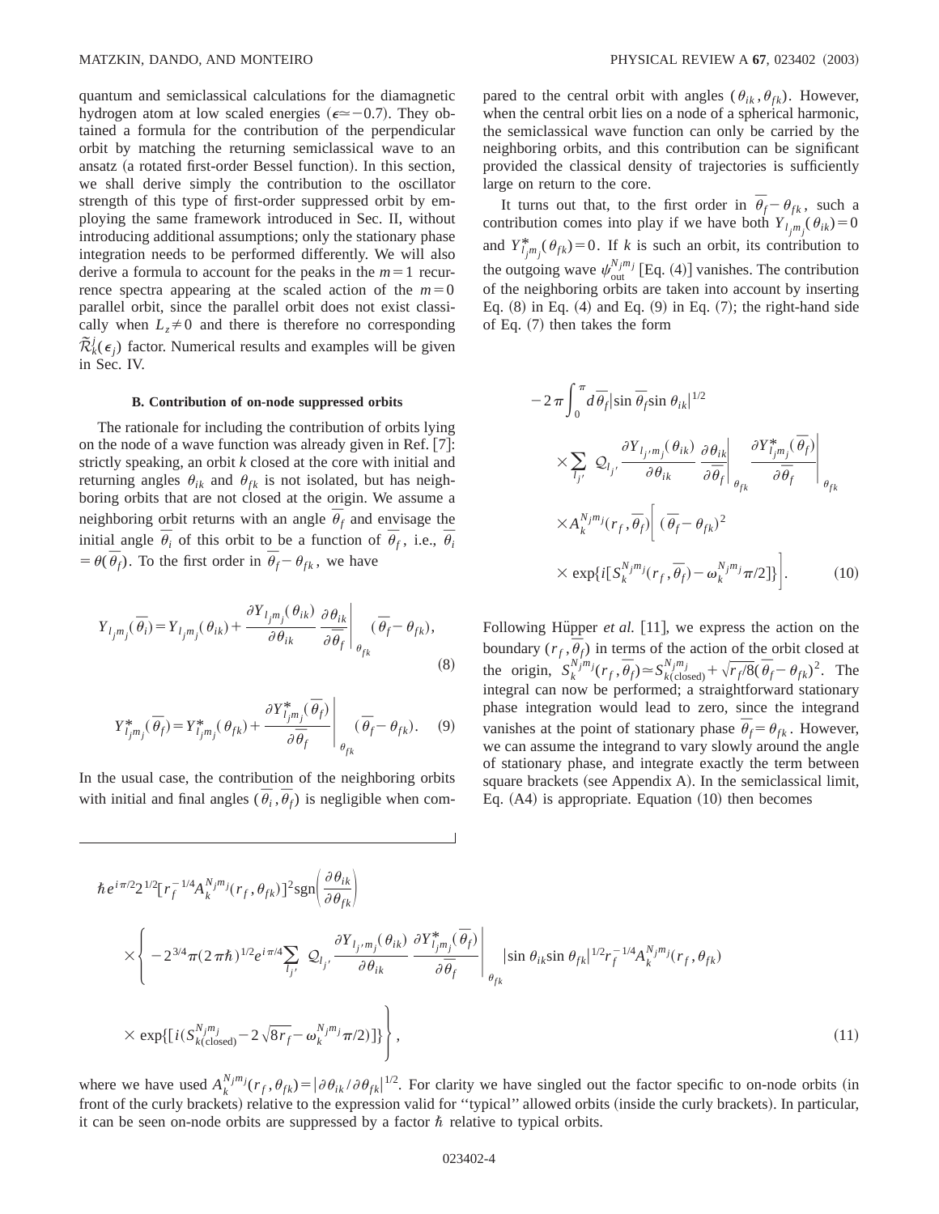quantum and semiclassical calculations for the diamagnetic hydrogen atom at low scaled energies ($\epsilon \simeq -0.7$). They obtained a formula for the contribution of the perpendicular orbit by matching the returning semiclassical wave to an ansatz (a rotated first-order Bessel function). In this section, we shall derive simply the contribution to the oscillator strength of this type of first-order suppressed orbit by employing the same framework introduced in Sec. II, without introducing additional assumptions; only the stationary phase integration needs to be performed differently. We will also derive a formula to account for the peaks in the $m=1$ recurrence spectra appearing at the scaled action of the $m=0$ parallel orbit, since the parallel orbit does not exist classically when $L_z \neq 0$ and there is therefore no corresponding $\tilde{\mathcal{R}}_k^j(\epsilon_j)$ factor. Numerical results and examples will be given in Sec. IV.

### B. Contribution of on-node suppressed orbits

The rationale for including the contribution of orbits lying on the node of a wave function was already given in Ref. [7]: strictly speaking, an orbit $k$ closed at the core with initial and returning angles $\theta_{ik}$ and $\theta_{fk}$ is not isolated, but has neighboring orbits that are not closed at the origin. We assume a neighboring orbit returns with an angle $\overline{\theta}_f$ and envisage the initial angle $\overline{\theta}_i$ of this orbit to be a function of $\overline{\theta}_f$, i.e., $\overline{\theta}_i = \theta(\overline{\theta}_f)$. To the first order in $\overline{\theta}_f - \theta_{fk}$, we have

$$Y_{l_j m_j}(\overline{\theta}_i) = Y_{l_j m_j}(\theta_{ik}) + \frac{\partial Y_{l_j m_j}(\theta_{ik})}{\partial \theta_{ik}} \left. \frac{\partial \theta_{ik}}{\partial \overline{\theta}_f} \right|_{\theta_{fk}} (\overline{\theta}_f - \theta_{fk}), \tag{8}$$

$$Y^*_{l_j m_j}(\overline{\theta}_f) = Y^*_{l_j m_j}(\theta_{fk}) + \left. \frac{\partial Y^*_{l_j m_j}(\overline{\theta}_f)}{\partial \overline{\theta}_f} \right|_{\theta_{fk}} (\overline{\theta}_f - \theta_{fk}). \tag{9}$$

In the usual case, the contribution of the neighboring orbits with initial and final angles $(\overline{\theta}_i, \overline{\theta}_f)$ is negligible when compared to the central orbit with angles $(\theta_{ik}, \theta_{fk})$. However, when the central orbit lies on a node of a spherical harmonic, the semiclassical wave function can only be carried by the neighboring orbits, and this contribution can be significant provided the classical density of trajectories is sufficiently large on return to the core.

It turns out that, to the first order in $\overline{\theta}_f - \theta_{fk}$, such a contribution comes into play if we have both $Y_{l_j m_j}(\theta_{ik}) = 0$ and $Y^*_{l_j m_j}(\theta_{fk}) = 0$. If $k$ is such an orbit, its contribution to the outgoing wave $\psi_{\rm out}^{N_j m_j}$ [Eq. (4)] vanishes. The contribution of the neighboring orbits are taken into account by inserting Eq. (8) in Eq. (4) and Eq. (9) in Eq. (7); the right-hand side of Eq. (7) then takes the form

$$\begin{aligned} &-2\pi \int_0^\pi d\overline{\theta}_f |\sin \overline{\theta}_f \sin \theta_{ik}|^{1/2} \\ &\times \sum_{l_{j'}} \mathcal{Q}_{l_{j'}} \frac{\partial Y_{l_{j'} m_j}(\theta_{ik})}{\partial \theta_{ik}} \left. \frac{\partial \theta_{ik}}{\partial \overline{\theta}_f} \right|_{\theta_{fk}} \left. \frac{\partial Y^*_{l_j m_j}(\overline{\theta}_f)}{\partial \overline{\theta}_f} \right|_{\theta_{fk}} \\ &\times A_k^{N_j m_j}(r_f, \overline{\theta}_f) \Big[ (\overline{\theta}_f - \theta_{fk})^2 \\ &\times \exp\{i[S_k^{N_j m_j}(r_f, \overline{\theta}_f) - \omega_k^{N_j m_j}\pi/2]\} \Big]. \end{aligned} \tag{10}$$

Following Hüpper *et al.* [11], we express the action on the boundary $(r_f, \overline{\theta}_f)$ in terms of the action of the orbit closed at the origin, $S_k^{N_j m_j}(r_f, \overline{\theta}_f) \simeq S_{k(\rm closed)}^{N_j m_j} + \sqrt{r_f/8}(\overline{\theta}_f - \theta_{fk})^2$. The integral can now be performed; a straightforward stationary phase integration would lead to zero, since the integrand vanishes at the point of stationary phase $\overline{\theta}_f = \theta_{fk}$. However, we can assume the integrand to vary slowly around the angle of stationary phase, and integrate exactly the term between square brackets (see Appendix A). In the semiclassical limit, Eq. (A4) is appropriate. Equation (10) then becomes

$$\begin{aligned} &\hbar e^{i\pi/2} 2^{1/2} [r_f^{-1/4} A_k^{N_j m_j}(r_f, \theta_{fk})]^2 \operatorname{sgn}\left(\frac{\partial \theta_{ik}}{\partial \theta_{fk}}\right) \\ &\times \left\{ -2^{3/4}\pi (2\pi\hbar)^{1/2} e^{i\pi/4} \sum_{l_{j'}} \mathcal{Q}_{l_{j'}} \frac{\partial Y_{l_{j'} m_j}(\theta_{ik})}{\partial \theta_{ik}} \left. \frac{\partial Y^*_{l_j m_j}(\overline{\theta}_f)}{\partial \overline{\theta}_f} \right|_{\theta_{fk}} |\sin \theta_{ik} \sin \theta_{fk}|^{1/2} r_f^{-1/4} A_k^{N_j m_j}(r_f, \theta_{fk}) \right. \\ &\left. \times \exp\{[i(S_{k(\rm closed)}^{N_j m_j} - 2\sqrt{8 r_f} - \omega_k^{N_j m_j}\pi/2)]\} \right\}, \end{aligned} \tag{11}$$

where we have used $A_k^{N_j m_j}(r_f, \theta_{fk}) = |\partial \theta_{ik}/\partial \theta_{fk}|^{1/2}$. For clarity we have singled out the factor specific to on-node orbits (in front of the curly brackets) relative to the expression valid for "typical" allowed orbits (inside the curly brackets). In particular, it can be seen on-node orbits are suppressed by a factor $\hbar$ relative to typical orbits.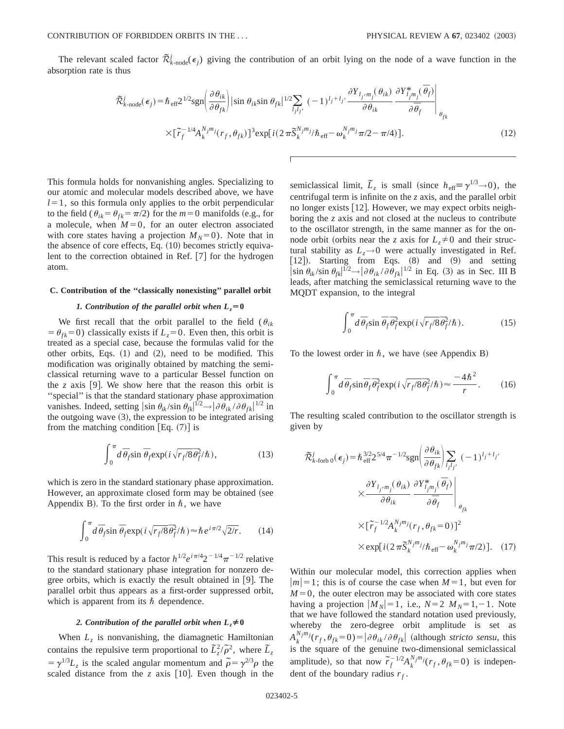The relevant scaled factor $\tilde{\mathcal{R}}^{j}_{k\text{-node}}(\epsilon_j)$ giving the contribution of an orbit lying on the node of a wave function in the absorption rate is thus

$$\tilde{\mathcal{R}}^{j}_{k\text{-node}}(\epsilon_j)=\hbar_{\text{eff}}2^{1/2}\text{sgn}\left(\frac{\partial\theta_{ik}}{\partial\theta_{fk}}\right)|\sin\theta_{ik}\sin\theta_{fk}|^{1/2}\sum_{l_j l_{j'}}(-1)^{l_j+l_{j'}}\frac{\partial Y_{l_{j'}m_j}(\theta_{ik})}{\partial\theta_{ik}}\left.\frac{\partial Y^{*}_{l_j m_j}(\bar{\theta}_f)}{\partial\bar{\theta}_f}\right|_{\theta_{fk}}\times[\tilde{r}_f^{-1/4}A_k^{N_j m_j}(r_f,\theta_{fk})]^3\exp[i(2\pi\tilde{S}_k^{N_j m_j}/\hbar_{\text{eff}}-\omega_k^{N_j m_j}\pi/2-\pi/4)].\tag{12}$$

This formula holds for nonvanishing angles. Specializing to our atomic and molecular models described above, we have $l=1$, so this formula only applies to the orbit perpendicular to the field ($\theta_{ik}=\theta_{fk}=\pi/2$) for the $m=0$ manifolds (e.g., for a molecule, when $M=0$, for an outer electron associated with core states having a projection $M_N=0$). Note that in the absence of core effects, Eq. (10) becomes strictly equivalent to the correction obtained in Ref. [7] for the hydrogen atom.

### C. Contribution of the "classically nonexisting" parallel orbit

#### 1. Contribution of the parallel orbit when $L_z=0$

We first recall that the orbit parallel to the field ($\theta_{ik}=\theta_{fk}=0$) classically exists if $L_z=0$. Even then, this orbit is treated as a special case, because the formulas valid for the other orbits, Eqs. (1) and (2), need to be modified. This modification was originally obtained by matching the semiclassical returning wave to a particular Bessel function on the $z$ axis [9]. We show here that the reason this orbit is "special" is that the standard stationary phase approximation vanishes. Indeed, setting $|\sin\theta_{ik}/\sin\theta_{fk}|^{1/2}\rightarrow|\partial\theta_{ik}/\partial\theta_{fk}|^{1/2}$ in the outgoing wave (3), the expression to be integrated arising from the matching condition [Eq. (7)] is

$$\int_0^{\pi}d\bar{\theta}_f\sin\bar{\theta}_f\exp(i\sqrt{r_f/8}\bar{\theta}_f^2/\hbar),\tag{13}$$

which is zero in the standard stationary phase approximation. However, an approximate closed form may be obtained (see Appendix B). To the first order in $\hbar$, we have

$$\int_0^{\pi}d\bar{\theta}_f\sin\bar{\theta}_f\exp(i\sqrt{r_f/8}\bar{\theta}_f^2/\hbar)\approx\hbar e^{i\pi/2}\sqrt{2/r}.\tag{14}$$

This result is reduced by a factor $h^{1/2}e^{i\pi/4}2^{-1/4}\pi^{-1/2}$ relative to the standard stationary phase integration for nonzero degree orbits, which is exactly the result obtained in [9]. The parallel orbit thus appears as a first-order suppressed orbit, which is apparent from its $\hbar$ dependence.

#### 2. Contribution of the parallel orbit when $L_z\neq 0$

When $L_z$ is nonvanishing, the diamagnetic Hamiltonian contains the repulsive term proportional to $\tilde{L}_z^2/\tilde{\rho}^2$, where $\tilde{L}_z=\gamma^{1/3}L_z$ is the scaled angular momentum and $\tilde{\rho}=\gamma^{2/3}\rho$ the scaled distance from the $z$ axis [10]. Even though in the semiclassical limit, $\tilde{L}_z$ is small (since $h_{\text{eff}}\equiv\gamma^{1/3}\rightarrow 0$), the centrifugal term is infinite on the $z$ axis, and the parallel orbit no longer exists [12]. However, we may expect orbits neighboring the $z$ axis and not closed at the nucleus to contribute to the oscillator strength, in the same manner as for the on-node orbit (orbits near the $z$ axis for $L_z\neq 0$ and their structural stability as $L_z\rightarrow 0$ were actually investigated in Ref. [12]). Starting from Eqs. (8) and (9) and setting $|\sin\theta_{ik}/\sin\theta_{fk}|^{1/2}\rightarrow|\partial\theta_{ik}/\partial\theta_{fk}|^{1/2}$ in Eq. (3) as in Sec. III B leads, after matching the semiclassical returning wave to the MQDT expansion, to the integral

$$\int_0^{\pi}d\bar{\theta}_f\sin\bar{\theta}_f\bar{\theta}_f^2\exp(i\sqrt{r_f/8}\bar{\theta}_f^2/\hbar).\tag{15}$$

To the lowest order in $\hbar$, we have (see Appendix B)

$$\int_0^{\pi}d\bar{\theta}_f\sin\bar{\theta}_f\bar{\theta}_f^2\exp(i\sqrt{r_f/8}\bar{\theta}_f^2/\hbar)\approx\frac{-4\hbar^2}{r}.\tag{16}$$

The resulting scaled contribution to the oscillator strength is given by

$$\tilde{\mathcal{R}}^{j}_{k\text{-forb }0}(\epsilon_j)=\hbar_{\text{eff}}^{3/2}2^{5/4}\pi^{-1/2}\text{sgn}\left(\frac{\partial\theta_{ik}}{\partial\theta_{fk}}\right)\sum_{l_j l_{j'}}(-1)^{l_j+l_{j'}}\times\frac{\partial Y_{l_{j'}m_j}(\theta_{ik})}{\partial\theta_{ik}}\left.\frac{\partial Y^{*}_{l_j m_j}(\bar{\theta}_f)}{\partial\bar{\theta}_f}\right|_{\theta_{fk}}\times[\tilde{r}_f^{-1/2}A_k^{N_j m_j}(r_f,\theta_{fk}=0)]^2\times\exp[i(2\pi\tilde{S}_k^{N_j m_j}/\hbar_{\text{eff}}-\omega_k^{N_j m_j}\pi/2)].\tag{17}$$

Within our molecular model, this correction applies when $|m|=1$; this is of course the case when $M=1$, but even for $M=0$, the outer electron may be associated with core states having a projection $|M_N|=1$, i.e., $N=2$ $M_N=1,-1$. Note that we have followed the standard notation used previously, whereby the zero-degree orbit amplitude is set as $A_k^{N_j m_j}(r_f,\theta_{fk}=0)=|\partial\theta_{ik}/\partial\theta_{fk}|$ (although *stricto sensu*, this is the square of the genuine two-dimensional semiclassical amplitude), so that now $\tilde{r}_f^{-1/2}A_k^{N_j m_j}(r_f,\theta_{fk}=0)$ is independent of the boundary radius $r_f$.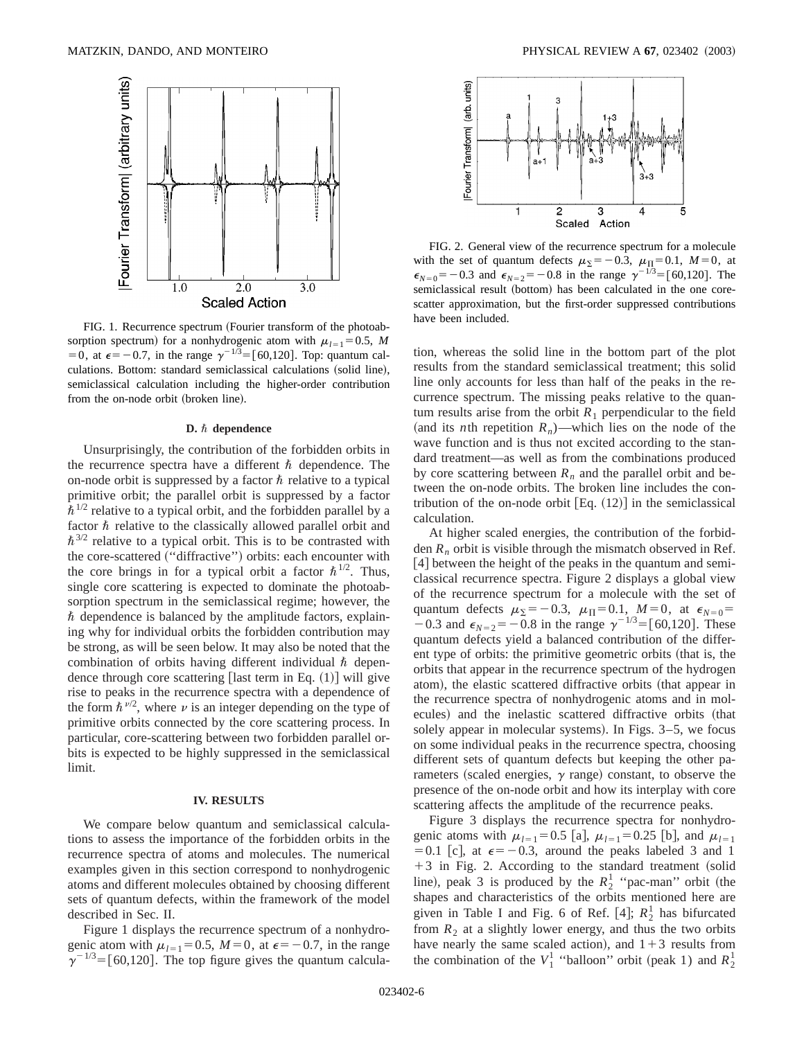FIG. 1. Recurrence spectrum (Fourier transform of the photoabsorption spectrum) for a nonhydrogenic atom with $\mu_{l=1}=0.5$, $M=0$, at $\epsilon=-0.7$, in the range $\gamma^{-1/3}=[60,120]$. Top: quantum calculations. Bottom: standard semiclassical calculations (solid line), semiclassical calculation including the higher-order contribution from the on-node orbit (broken line).

### D. $\hbar$ dependence

Unsurprisingly, the contribution of the forbidden orbits in the recurrence spectra have a different $\hbar$ dependence. The on-node orbit is suppressed by a factor $\hbar$ relative to a typical primitive orbit; the parallel orbit is suppressed by a factor $\hbar^{1/2}$ relative to a typical orbit, and the forbidden parallel by a factor $\hbar$ relative to the classically allowed parallel orbit and $\hbar^{3/2}$ relative to a typical orbit. This is to be contrasted with the core-scattered ("diffractive") orbits: each encounter with the core brings in for a typical orbit a factor $\hbar^{1/2}$. Thus, single core scattering is expected to dominate the photoabsorption spectrum in the semiclassical regime; however, the $\hbar$ dependence is balanced by the amplitude factors, explaining why for individual orbits the forbidden contribution may be strong, as will be seen below. It may also be noted that the combination of orbits having different individual $\hbar$ dependence through core scattering [last term in Eq. (1)] will give rise to peaks in the recurrence spectra with a dependence of the form $\hbar^{\nu/2}$, where $\nu$ is an integer depending on the type of primitive orbits connected by the core scattering process. In particular, core-scattering between two forbidden parallel orbits is expected to be highly suppressed in the semiclassical limit.

## IV. RESULTS

We compare below quantum and semiclassical calculations to assess the importance of the forbidden orbits in the recurrence spectra of atoms and molecules. The numerical examples given in this section correspond to nonhydrogenic atoms and different molecules obtained by choosing different sets of quantum defects, within the framework of the model described in Sec. II.

Figure 1 displays the recurrence spectrum of a nonhydrogenic atom with $\mu_{l=1}=0.5$, $M=0$, at $\epsilon=-0.7$, in the range $\gamma^{-1/3}=[60,120]$. The top figure gives the quantum calculation, whereas the solid line in the bottom part of the plot results from the standard semiclassical treatment; this solid line only accounts for less than half of the peaks in the recurrence spectrum. The missing peaks relative to the quantum results arise from the orbit $R_1$ perpendicular to the field (and its $n$th repetition $R_n$)—which lies on the node of the wave function and is thus not excited according to the standard treatment—as well as from the combinations produced by core scattering between $R_n$ and the parallel orbit and between the on-node orbits. The broken line includes the contribution of the on-node orbit [Eq. (12)] in the semiclassical calculation.

FIG. 2. General view of the recurrence spectrum for a molecule with the set of quantum defects $\mu_\Sigma=-0.3$, $\mu_\Pi=0.1$, $M=0$, at $\epsilon_{N=0}=-0.3$ and $\epsilon_{N=2}=-0.8$ in the range $\gamma^{-1/3}=[60,120]$. The semiclassical result (bottom) has been calculated in the one core-scatter approximation, but the first-order suppressed contributions have been included.

At higher scaled energies, the contribution of the forbidden $R_n$ orbit is visible through the mismatch observed in Ref. [4] between the height of the peaks in the quantum and semiclassical recurrence spectra. Figure 2 displays a global view of the recurrence spectrum for a molecule with the set of quantum defects $\mu_\Sigma=-0.3$, $\mu_\Pi=0.1$, $M=0$, at $\epsilon_{N=0}=-0.3$ and $\epsilon_{N=2}=-0.8$ in the range $\gamma^{-1/3}=[60,120]$. These quantum defects yield a balanced contribution of the different type of orbits: the primitive geometric orbits (that is, the orbits that appear in the recurrence spectrum of the hydrogen atom), the elastic scattered diffractive orbits (that appear in the recurrence spectra of nonhydrogenic atoms and in molecules) and the inelastic scattered diffractive orbits (that solely appear in molecular systems). In Figs. 3–5, we focus on some individual peaks in the recurrence spectra, choosing different sets of quantum defects but keeping the other parameters (scaled energies, $\gamma$ range) constant, to observe the presence of the on-node orbit and how its interplay with core scattering affects the amplitude of the recurrence peaks.

Figure 3 displays the recurrence spectra for nonhydrogenic atoms with $\mu_{l=1}=0.5$ [a], $\mu_{l=1}=0.25$ [b], and $\mu_{l=1}=0.1$ [c], at $\epsilon=-0.3$, around the peaks labeled 3 and 1 +3 in Fig. 2. According to the standard treatment (solid line), peak 3 is produced by the $R_2^1$ "pac-man" orbit (the shapes and characteristics of the orbits mentioned here are given in Table I and Fig. 6 of Ref. [4]; $R_2^1$ has bifurcated from $R_2$ at a slightly lower energy, and thus the two orbits have nearly the same scaled action), and 1+3 results from the combination of the $V_1^1$ "balloon" orbit (peak 1) and $R_2^1$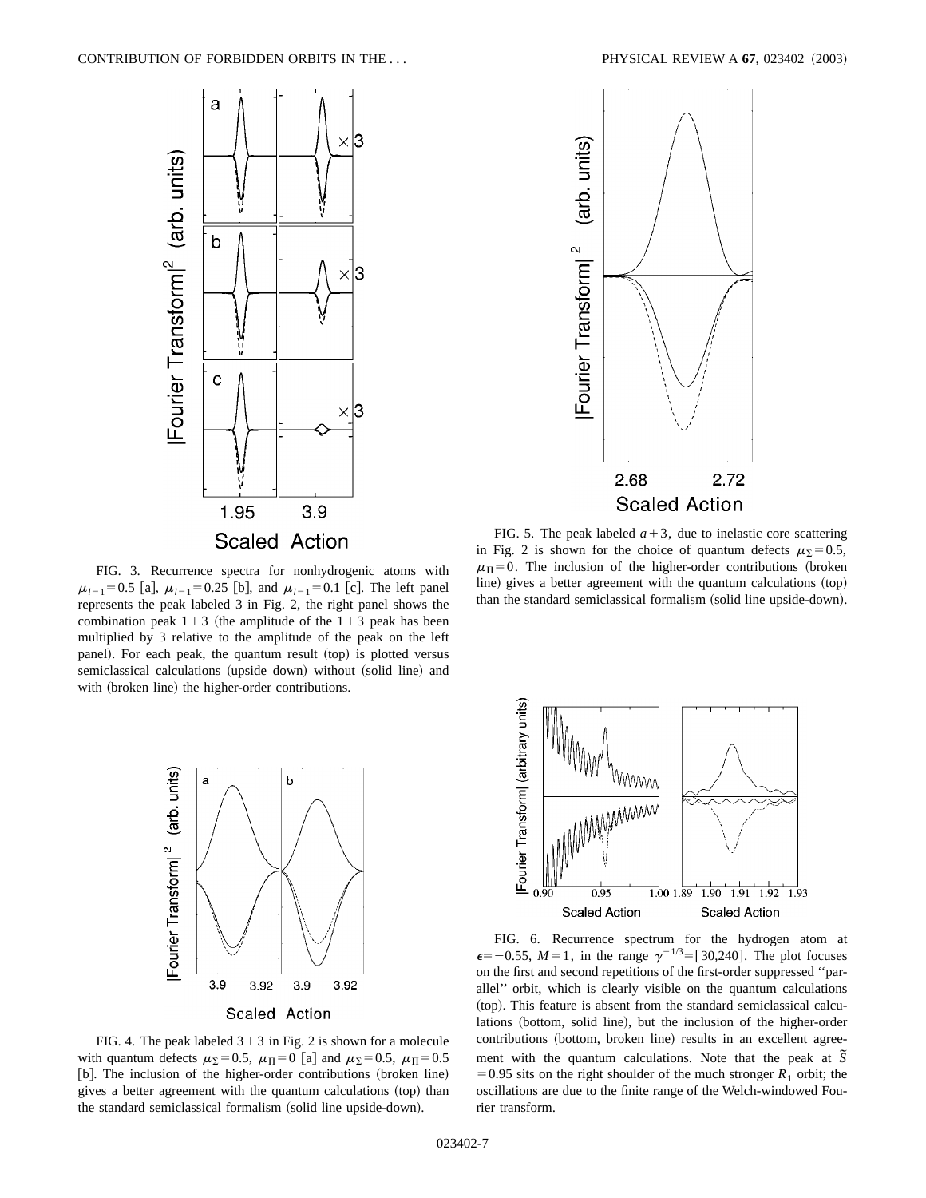FIG. 3. Recurrence spectra for nonhydrogenic atoms with $\mu_{l=1}=0.5$ [a], $\mu_{l=1}=0.25$ [b], and $\mu_{l=1}=0.1$ [c]. The left panel represents the peak labeled 3 in Fig. 2, the right panel shows the combination peak $1+3$ (the amplitude of the $1+3$ peak has been multiplied by 3 relative to the amplitude of the peak on the left panel). For each peak, the quantum result (top) is plotted versus semiclassical calculations (upside down) without (solid line) and with (broken line) the higher-order contributions.

FIG. 4. The peak labeled $3+3$ in Fig. 2 is shown for a molecule with quantum defects $\mu_{\Sigma}=0.5$, $\mu_{\Pi}=0$ [a] and $\mu_{\Sigma}=0.5$, $\mu_{\Pi}=0.5$ [b]. The inclusion of the higher-order contributions (broken line) gives a better agreement with the quantum calculations (top) than the standard semiclassical formalism (solid line upside-down).

FIG. 5. The peak labeled $a+3$, due to inelastic core scattering in Fig. 2 is shown for the choice of quantum defects $\mu_{\Sigma}=0.5$, $\mu_{\Pi}=0$. The inclusion of the higher-order contributions (broken line) gives a better agreement with the quantum calculations (top) than the standard semiclassical formalism (solid line upside-down).

FIG. 6. Recurrence spectrum for the hydrogen atom at $\epsilon=-0.55$, $M=1$, in the range $\gamma^{-1/3}=[30,240]$. The plot focuses on the first and second repetitions of the first-order suppressed "parallel" orbit, which is clearly visible on the quantum calculations (top). This feature is absent from the standard semiclassical calculations (bottom, solid line), but the inclusion of the higher-order contributions (bottom, broken line) results in an excellent agreement with the quantum calculations. Note that the peak at $\tilde{S}=0.95$ sits on the right shoulder of the much stronger $R_1$ orbit; the oscillations are due to the finite range of the Welch-windowed Fourier transform.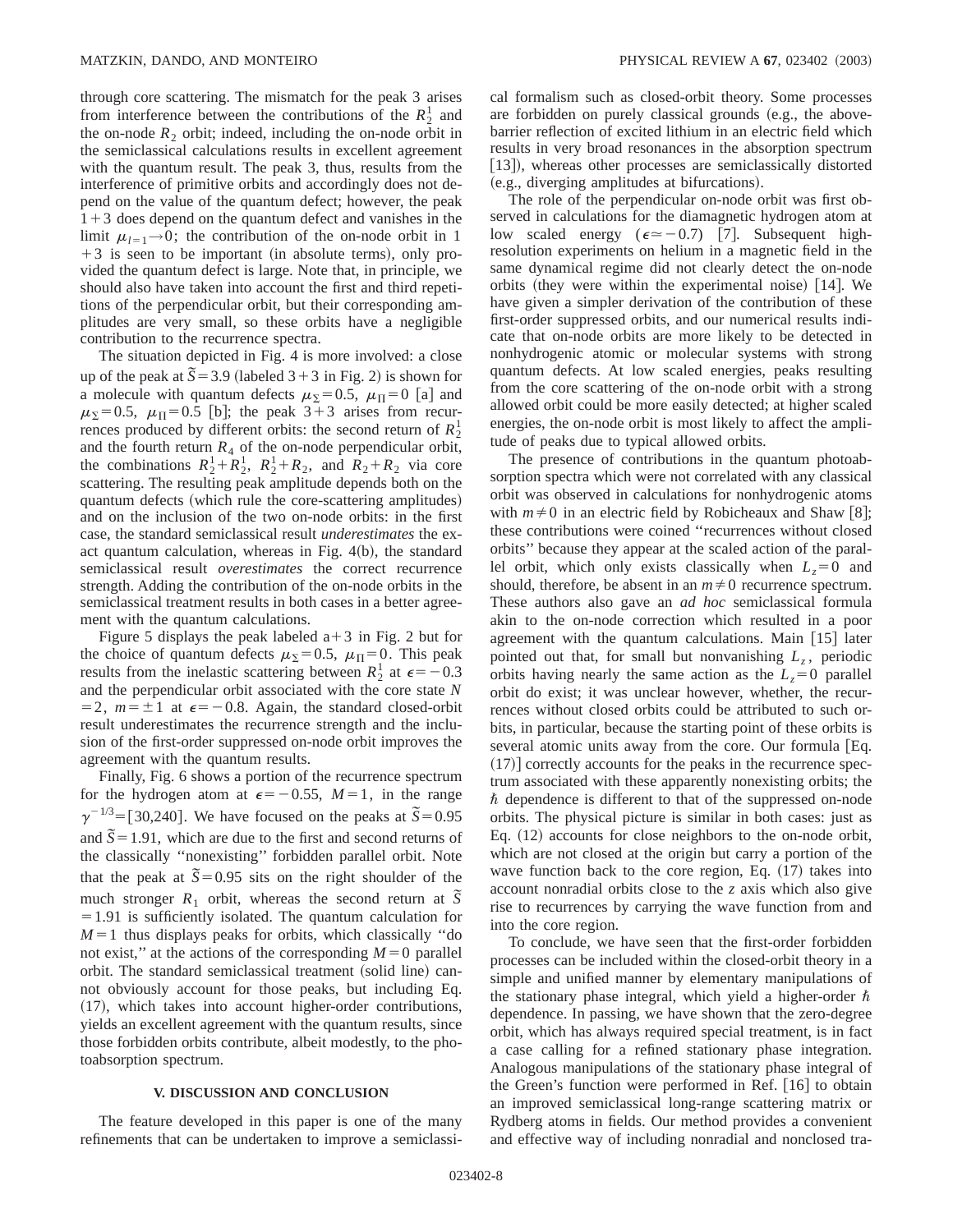through core scattering. The mismatch for the peak 3 arises from interference between the contributions of the $R_2^1$ and the on-node $R_2$ orbit; indeed, including the on-node orbit in the semiclassical calculations results in excellent agreement with the quantum result. The peak 3, thus, results from the interference of primitive orbits and accordingly does not depend on the value of the quantum defect; however, the peak $1+3$ does depend on the quantum defect and vanishes in the limit $\mu_{l=1}\rightarrow 0$; the contribution of the on-node orbit in $1+3$ is seen to be important (in absolute terms), only provided the quantum defect is large. Note that, in principle, we should also have taken into account the first and third repetitions of the perpendicular orbit, but their corresponding amplitudes are very small, so these orbits have a negligible contribution to the recurrence spectra.

The situation depicted in Fig. 4 is more involved: a close up of the peak at $\tilde{S}=3.9$ (labeled $3+3$ in Fig. 2) is shown for a molecule with quantum defects $\mu_\Sigma=0.5$, $\mu_\Pi=0$ [a] and $\mu_\Sigma=0.5$, $\mu_\Pi=0.5$ [b]; the peak $3+3$ arises from recurrences produced by different orbits: the second return of $R_2^1$ and the fourth return $R_4$ of the on-node perpendicular orbit, the combinations $R_2^1+R_2^1$, $R_2^1+R_2$, and $R_2+R_2$ via core scattering. The resulting peak amplitude depends both on the quantum defects (which rule the core-scattering amplitudes) and on the inclusion of the two on-node orbits: in the first case, the standard semiclassical result *underestimates* the exact quantum calculation, whereas in Fig. 4(b), the standard semiclassical result *overestimates* the correct recurrence strength. Adding the contribution of the on-node orbits in the semiclassical treatment results in both cases in a better agreement with the quantum calculations.

Figure 5 displays the peak labeled a+3 in Fig. 2 but for the choice of quantum defects $\mu_\Sigma=0.5$, $\mu_\Pi=0$. This peak results from the inelastic scattering between $R_2^1$ at $\epsilon=-0.3$ and the perpendicular orbit associated with the core state $N=2$, $m=\pm 1$ at $\epsilon=-0.8$. Again, the standard closed-orbit result underestimates the recurrence strength and the inclusion of the first-order suppressed on-node orbit improves the agreement with the quantum results.

Finally, Fig. 6 shows a portion of the recurrence spectrum for the hydrogen atom at $\epsilon=-0.55$, $M=1$, in the range $\gamma^{-1/3}=[30,240]$. We have focused on the peaks at $\tilde{S}=0.95$ and $\tilde{S}=1.91$, which are due to the first and second returns of the classically "nonexisting" forbidden parallel orbit. Note that the peak at $\tilde{S}=0.95$ sits on the right shoulder of the much stronger $R_1$ orbit, whereas the second return at $\tilde{S}=1.91$ is sufficiently isolated. The quantum calculation for $M=1$ thus displays peaks for orbits, which classically "do not exist," at the actions of the corresponding $M=0$ parallel orbit. The standard semiclassical treatment (solid line) cannot obviously account for those peaks, but including Eq. (17), which takes into account higher-order contributions, yields an excellent agreement with the quantum results, since those forbidden orbits contribute, albeit modestly, to the photoabsorption spectrum.

## V. DISCUSSION AND CONCLUSION

The feature developed in this paper is one of the many refinements that can be undertaken to improve a semiclassical formalism such as closed-orbit theory. Some processes are forbidden on purely classical grounds (e.g., the above-barrier reflection of excited lithium in an electric field which results in very broad resonances in the absorption spectrum [13]), whereas other processes are semiclassically distorted (e.g., diverging amplitudes at bifurcations).

The role of the perpendicular on-node orbit was first observed in calculations for the diamagnetic hydrogen atom at low scaled energy ($\epsilon\simeq-0.7$) [7]. Subsequent high-resolution experiments on helium in a magnetic field in the same dynamical regime did not clearly detect the on-node orbits (they were within the experimental noise) [14]. We have given a simpler derivation of the contribution of these first-order suppressed orbits, and our numerical results indicate that on-node orbits are more likely to be detected in nonhydrogenic atomic or molecular systems with strong quantum defects. At low scaled energies, peaks resulting from the core scattering of the on-node orbit with a strong allowed orbit could be more easily detected; at higher scaled energies, the on-node orbit is most likely to affect the amplitude of peaks due to typical allowed orbits.

The presence of contributions in the quantum photoabsorption spectra which were not correlated with any classical orbit was observed in calculations for nonhydrogenic atoms with $m\neq 0$ in an electric field by Robicheaux and Shaw [8]; these contributions were coined "recurrences without closed orbits" because they appear at the scaled action of the parallel orbit, which only exists classically when $L_z=0$ and should, therefore, be absent in an $m\neq 0$ recurrence spectrum. These authors also gave an *ad hoc* semiclassical formula akin to the on-node correction which resulted in a poor agreement with the quantum calculations. Main [15] later pointed out that, for small but nonvanishing $L_z$, periodic orbits having nearly the same action as the $L_z=0$ parallel orbit do exist; it was unclear however, whether, the recurrences without closed orbits could be attributed to such orbits, in particular, because the starting point of these orbits is several atomic units away from the core. Our formula [Eq. (17)] correctly accounts for the peaks in the recurrence spectrum associated with these apparently nonexisting orbits; the $\hbar$ dependence is different to that of the suppressed on-node orbits. The physical picture is similar in both cases: just as Eq. (12) accounts for close neighbors to the on-node orbit, which are not closed at the origin but carry a portion of the wave function back to the core region, Eq. (17) takes into account nonradial orbits close to the $z$ axis which also give rise to recurrences by carrying the wave function from and into the core region.

To conclude, we have seen that the first-order forbidden processes can be included within the closed-orbit theory in a simple and unified manner by elementary manipulations of the stationary phase integral, which yield a higher-order $\hbar$ dependence. In passing, we have shown that the zero-degree orbit, which has always required special treatment, is in fact a case calling for a refined stationary phase integration. Analogous manipulations of the stationary phase integral of the Green's function were performed in Ref. [16] to obtain an improved semiclassical long-range scattering matrix or Rydberg atoms in fields. Our method provides a convenient and effective way of including nonradial and nonclosed tra-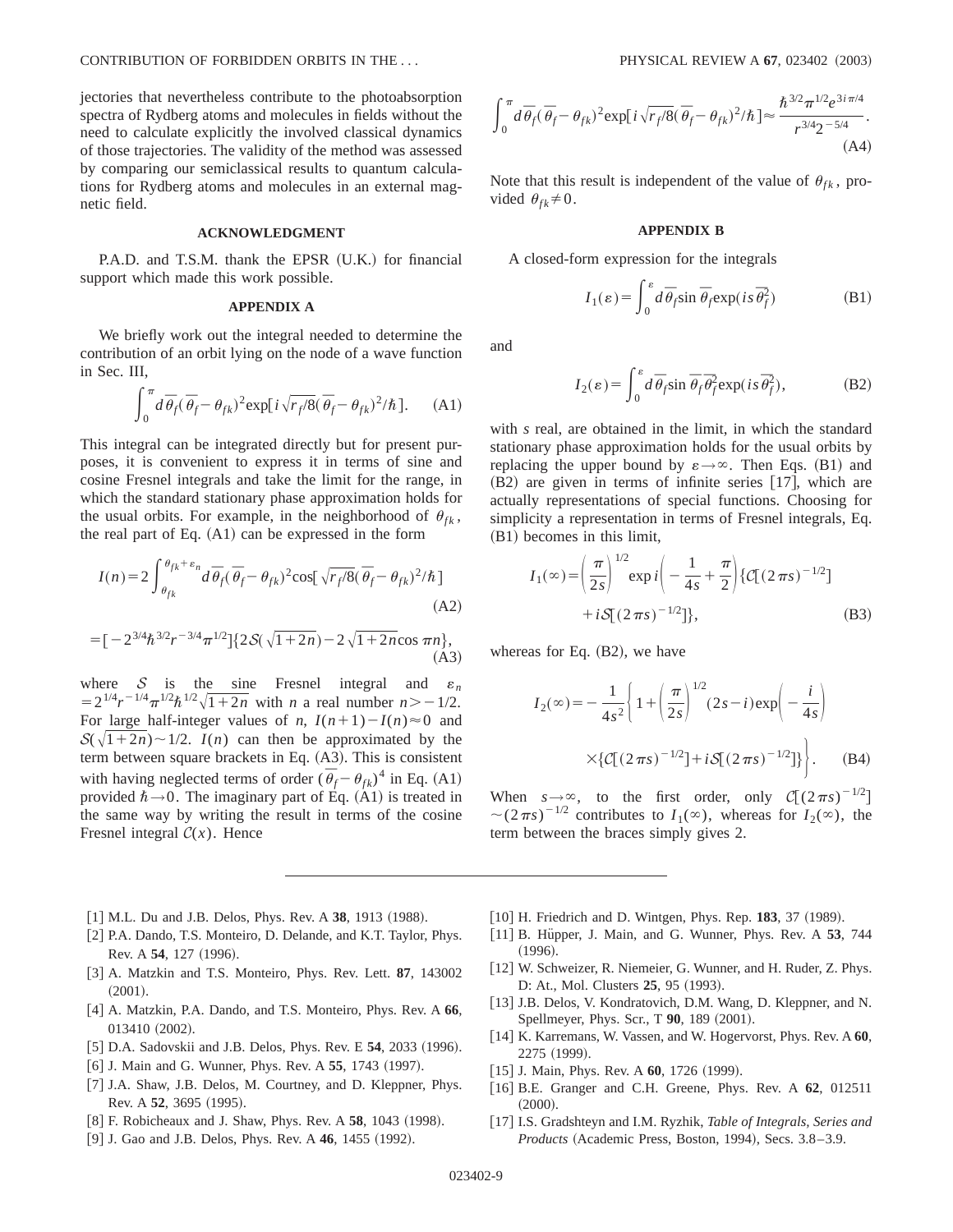jectories that nevertheless contribute to the photoabsorption spectra of Rydberg atoms and molecules in fields without the need to calculate explicitly the involved classical dynamics of those trajectories. The validity of the method was assessed by comparing our semiclassical results to quantum calculations for Rydberg atoms and molecules in an external magnetic field.

## ACKNOWLEDGMENT

P.A.D. and T.S.M. thank the EPSR (U.K.) for financial support which made this work possible.

## APPENDIX A

We briefly work out the integral needed to determine the contribution of an orbit lying on the node of a wave function in Sec. III,

$$\int_0^{\pi} d\bar{\theta}_f (\bar{\theta}_f - \theta_{fk})^2 \exp[i\sqrt{r_f/8}(\bar{\theta}_f - \theta_{fk})^2/\hbar]. \qquad \text{(A1)}$$

This integral can be integrated directly but for present purposes, it is convenient to express it in terms of sine and cosine Fresnel integrals and take the limit for the range, in which the standard stationary phase approximation holds for the usual orbits. For example, in the neighborhood of $\theta_{fk}$, the real part of Eq. (A1) can be expressed in the form

$$I(n) = 2\int_{\theta_{fk}}^{\theta_{fk}+\varepsilon_n} d\bar{\theta}_f (\bar{\theta}_f - \theta_{fk})^2 \cos[\sqrt{r_f/8}(\bar{\theta}_f - \theta_{fk})^2/\hbar] \qquad \text{(A2)}$$

$$= [-2^{3/4}\hbar^{3/2} r^{-3/4} \pi^{1/2}]\{2\mathcal{S}(\sqrt{1+2n}) - 2\sqrt{1+2n}\cos \pi n\}, \qquad \text{(A3)}$$

where $\mathcal{S}$ is the sine Fresnel integral and $\varepsilon_n = 2^{1/4} r^{-1/4} \pi^{1/2} \hbar^{1/2} \sqrt{1+2n}$ with $n$ a real number $n > -1/2$. For large half-integer values of $n$, $I(n+1) - I(n) \approx 0$ and $\mathcal{S}(\sqrt{1+2n}) \sim 1/2$. $I(n)$ can then be approximated by the term between square brackets in Eq. (A3). This is consistent with having neglected terms of order $(\bar{\theta}_f - \theta_{fk})^4$ in Eq. (A1) provided $\hbar \to 0$. The imaginary part of Eq. (A1) is treated in the same way by writing the result in terms of the cosine Fresnel integral $\mathcal{C}(x)$. Hence

$$\int_0^{\pi} d\bar{\theta}_f (\bar{\theta}_f - \theta_{fk})^2 \exp[i\sqrt{r_f/8}(\bar{\theta}_f - \theta_{fk})^2/\hbar] \approx \frac{\hbar^{3/2}\pi^{1/2}e^{3i\pi/4}}{r^{3/4}2^{-5/4}}. \qquad \text{(A4)}$$

Note that this result is independent of the value of $\theta_{fk}$, provided $\theta_{fk} \neq 0$.

## APPENDIX B

A closed-form expression for the integrals

$$I_1(\varepsilon) = \int_0^{\varepsilon} d\bar{\theta}_f \sin \bar{\theta}_f \exp(is\bar{\theta}_f^2) \qquad \text{(B1)}$$

and

$$I_2(\varepsilon) = \int_0^{\varepsilon} d\bar{\theta}_f \sin \bar{\theta}_f \bar{\theta}_f^2 \exp(is\bar{\theta}_f^2), \qquad \text{(B2)}$$

with $s$ real, are obtained in the limit, in which the standard stationary phase approximation holds for the usual orbits by replacing the upper bound by $\varepsilon \to \infty$. Then Eqs. (B1) and (B2) are given in terms of infinite series [17], which are actually representations of special functions. Choosing for simplicity a representation in terms of Fresnel integrals, Eq. (B1) becomes in this limit,

$$I_1(\infty) = \left(\frac{\pi}{2s}\right)^{1/2} \exp i\left(-\frac{1}{4s} + \frac{\pi}{2}\right)\{\mathcal{C}[(2\pi s)^{-1/2}] + i\mathcal{S}[(2\pi s)^{-1/2}]\}, \qquad \text{(B3)}$$

whereas for Eq. (B2), we have

$$I_2(\infty) = -\frac{1}{4s^2}\left\{1 + \left(\frac{\pi}{2s}\right)^{1/2}(2s - i)\exp\left(-\frac{i}{4s}\right) \times \{\mathcal{C}[(2\pi s)^{-1/2}] + i\mathcal{S}[(2\pi s)^{-1/2}]\}\right\}. \qquad \text{(B4)}$$

When $s \to \infty$, to the first order, only $\mathcal{C}[(2\pi s)^{-1/2}] \sim (2\pi s)^{-1/2}$ contributes to $I_1(\infty)$, whereas for $I_2(\infty)$, the term between the braces simply gives 2.

---

[1] M.L. Du and J.B. Delos, Phys. Rev. A **38**, 1913 (1988).

[2] P.A. Dando, T.S. Monteiro, D. Delande, and K.T. Taylor, Phys. Rev. A **54**, 127 (1996).

[3] A. Matzkin and T.S. Monteiro, Phys. Rev. Lett. **87**, 143002 (2001).

[4] A. Matzkin, P.A. Dando, and T.S. Monteiro, Phys. Rev. A **66**, 013410 (2002).

[5] D.A. Sadovskii and J.B. Delos, Phys. Rev. E **54**, 2033 (1996).

[6] J. Main and G. Wunner, Phys. Rev. A **55**, 1743 (1997).

[7] J.A. Shaw, J.B. Delos, M. Courtney, and D. Kleppner, Phys. Rev. A **52**, 3695 (1995).

[8] F. Robicheaux and J. Shaw, Phys. Rev. A **58**, 1043 (1998).

[9] J. Gao and J.B. Delos, Phys. Rev. A **46**, 1455 (1992).

[10] H. Friedrich and D. Wintgen, Phys. Rep. **183**, 37 (1989).

[11] B. Hüpper, J. Main, and G. Wunner, Phys. Rev. A **53**, 744 (1996).

[12] W. Schweizer, R. Niemeier, G. Wunner, and H. Ruder, Z. Phys. D: At., Mol. Clusters **25**, 95 (1993).

[13] J.B. Delos, V. Kondratovich, D.M. Wang, D. Kleppner, and N. Spellmeyer, Phys. Scr., T **90**, 189 (2001).

[14] K. Karremans, W. Vassen, and W. Hogervorst, Phys. Rev. A **60**, 2275 (1999).

[15] J. Main, Phys. Rev. A **60**, 1726 (1999).

[16] B.E. Granger and C.H. Greene, Phys. Rev. A **62**, 012511 (2000).

[17] I.S. Gradshteyn and I.M. Ryzhik, *Table of Integrals, Series and Products* (Academic Press, Boston, 1994), Secs. 3.8–3.9.